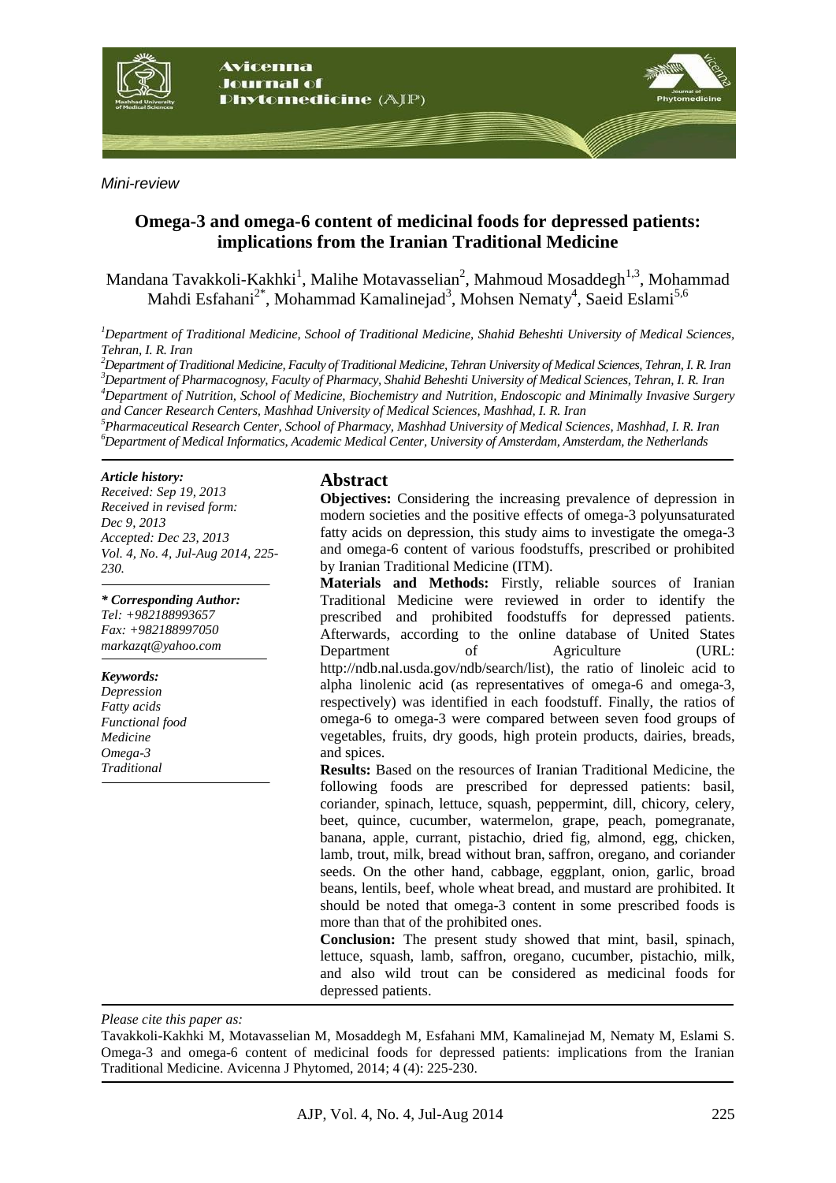*Mini-review*

# Omega-3 and omega-6 content of medicinal foods for depressed patients: implications from the Iranian Traditional Medicine

Mandana Tavakkoli-Kakhki[1], Malihe Motavasselian[2], Mahmoud Mosaddegh[1,3], Mohammad Mahdi Esfahani[2*], Mohammad Kamalinejad[3], Mohsen Nematy[4], Saeid Eslami[5,6]

[1]*Department of Traditional Medicine, School of Traditional Medicine, Shahid Beheshti University of Medical Sciences, Tehran, I. R. Iran*
[2]*Department of Traditional Medicine, Faculty of Traditional Medicine, Tehran University of Medical Sciences, Tehran, I. R. Iran*
[3]*Department of Pharmacognosy, Faculty of Pharmacy, Shahid Beheshti University of Medical Sciences, Tehran, I. R. Iran*
[4]*Department of Nutrition, School of Medicine, Biochemistry and Nutrition, Endoscopic and Minimally Invasive Surgery and Cancer Research Centers, Mashhad University of Medical Sciences, Mashhad, I. R. Iran*
[5]*Pharmaceutical Research Center, School of Pharmacy, Mashhad University of Medical Sciences, Mashhad, I. R. Iran*
[6]*Department of Medical Informatics, Academic Medical Center, University of Amsterdam, Amsterdam, the Netherlands*

***Article history:***
*Received: Sep 19, 2013*
*Received in revised form: Dec 9, 2013*
*Accepted: Dec 23, 2013*
*Vol. 4, No. 4, Jul-Aug 2014, 225-230.*

***\* Corresponding Author:***
*Tel: +982188993657*
*Fax: +982188997050*
*markazqt@yahoo.com*

***Keywords:***
*Depression*
*Fatty acids*
*Functional food*
*Medicine*
*Omega-3*
*Traditional*

## Abstract

**Objectives:** Considering the increasing prevalence of depression in modern societies and the positive effects of omega-3 polyunsaturated fatty acids on depression, this study aims to investigate the omega-3 and omega-6 content of various foodstuffs, prescribed or prohibited by Iranian Traditional Medicine (ITM).

**Materials and Methods:** Firstly, reliable sources of Iranian Traditional Medicine were reviewed in order to identify the prescribed and prohibited foodstuffs for depressed patients. Afterwards, according to the online database of United States Department of Agriculture (URL: http://ndb.nal.usda.gov/ndb/search/list), the ratio of linoleic acid to alpha linolenic acid (as representatives of omega-6 and omega-3, respectively) was identified in each foodstuff. Finally, the ratios of omega-6 to omega-3 were compared between seven food groups of vegetables, fruits, dry goods, high protein products, dairies, breads, and spices.

**Results:** Based on the resources of Iranian Traditional Medicine, the following foods are prescribed for depressed patients: basil, coriander, spinach, lettuce, squash, peppermint, dill, chicory, celery, beet, quince, cucumber, watermelon, grape, peach, pomegranate, banana, apple, currant, pistachio, dried fig, almond, egg, chicken, lamb, trout, milk, bread without bran, saffron, oregano, and coriander seeds. On the other hand, cabbage, eggplant, onion, garlic, broad beans, lentils, beef, whole wheat bread, and mustard are prohibited. It should be noted that omega-3 content in some prescribed foods is more than that of the prohibited ones.

**Conclusion:** The present study showed that mint, basil, spinach, lettuce, squash, lamb, saffron, oregano, cucumber, pistachio, milk, and also wild trout can be considered as medicinal foods for depressed patients.

*Please cite this paper as:*

Tavakkoli-Kakhki M, Motavasselian M, Mosaddegh M, Esfahani MM, Kamalinejad M, Nematy M, Eslami S. Omega-3 and omega-6 content of medicinal foods for depressed patients: implications from the Iranian Traditional Medicine. Avicenna J Phytomed, 2014; 4 (4): 225-230.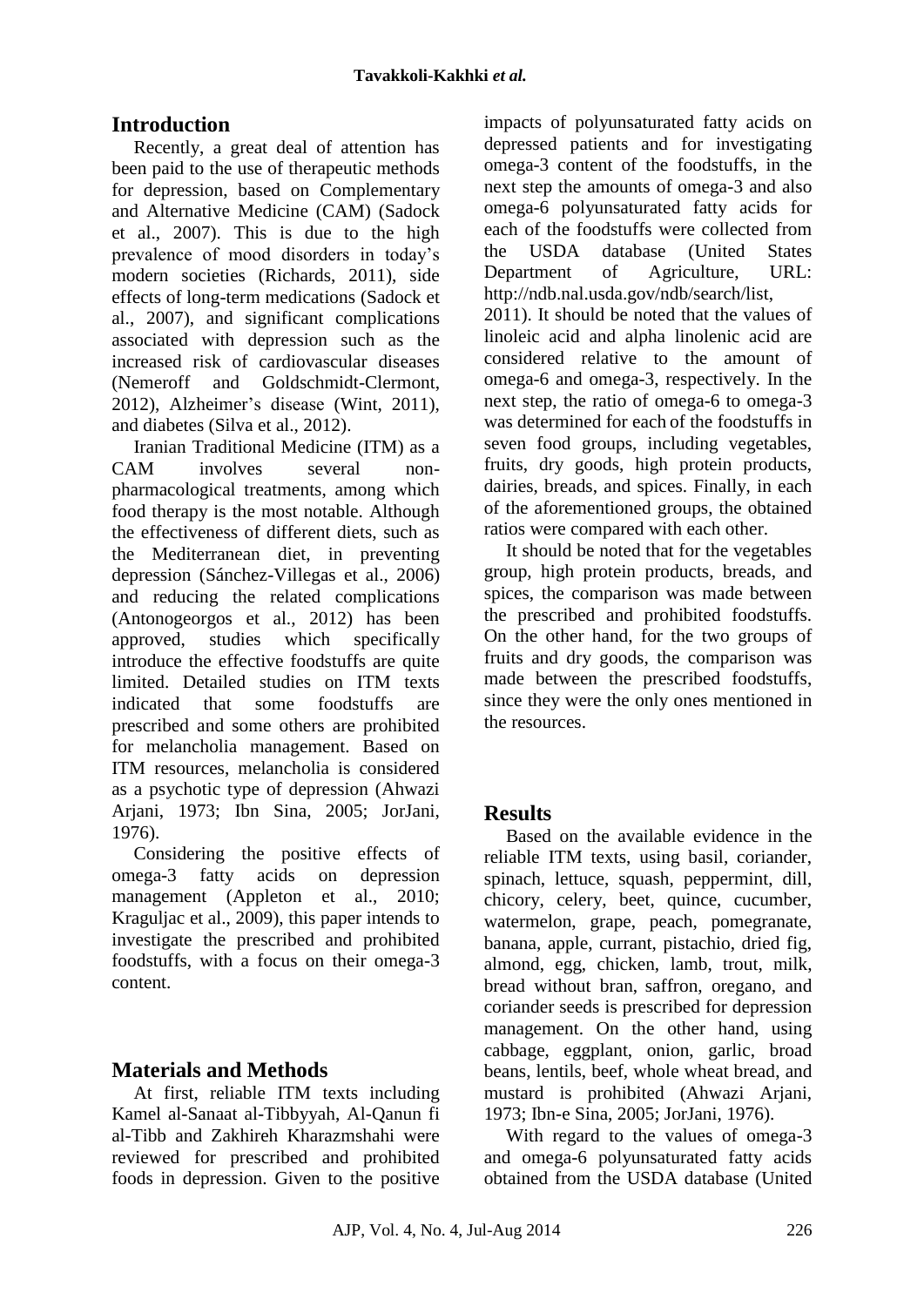## Introduction

Recently, a great deal of attention has been paid to the use of therapeutic methods for depression, based on Complementary and Alternative Medicine (CAM) (Sadock et al., 2007). This is due to the high prevalence of mood disorders in today's modern societies (Richards, 2011), side effects of long-term medications (Sadock et al., 2007), and significant complications associated with depression such as the increased risk of cardiovascular diseases (Nemeroff and Goldschmidt-Clermont, 2012), Alzheimer's disease (Wint, 2011), and diabetes (Silva et al., 2012).

Iranian Traditional Medicine (ITM) as a CAM involves several non-pharmacological treatments, among which food therapy is the most notable. Although the effectiveness of different diets, such as the Mediterranean diet, in preventing depression (Sánchez-Villegas et al., 2006) and reducing the related complications (Antonogeorgos et al., 2012) has been approved, studies which specifically introduce the effective foodstuffs are quite limited. Detailed studies on ITM texts indicated that some foodstuffs are prescribed and some others are prohibited for melancholia management. Based on ITM resources, melancholia is considered as a psychotic type of depression (Ahwazi Arjani, 1973; Ibn Sina, 2005; JorJani, 1976).

Considering the positive effects of omega-3 fatty acids on depression management (Appleton et al., 2010; Kraguljac et al., 2009), this paper intends to investigate the prescribed and prohibited foodstuffs, with a focus on their omega-3 content.

## Materials and Methods

At first, reliable ITM texts including Kamel al-Sanaat al-Tibbyyah, Al-Qanun fi al-Tibb and Zakhireh Kharazmshahi were reviewed for prescribed and prohibited foods in depression. Given to the positive impacts of polyunsaturated fatty acids on depressed patients and for investigating omega-3 content of the foodstuffs, in the next step the amounts of omega-3 and also omega-6 polyunsaturated fatty acids for each of the foodstuffs were collected from the USDA database (United States Department of Agriculture, URL: http://ndb.nal.usda.gov/ndb/search/list, 2011). It should be noted that the values of linoleic acid and alpha linolenic acid are considered relative to the amount of omega-6 and omega-3, respectively. In the next step, the ratio of omega-6 to omega-3 was determined for each of the foodstuffs in seven food groups, including vegetables, fruits, dry goods, high protein products, dairies, breads, and spices. Finally, in each of the aforementioned groups, the obtained ratios were compared with each other.

It should be noted that for the vegetables group, high protein products, breads, and spices, the comparison was made between the prescribed and prohibited foodstuffs. On the other hand, for the two groups of fruits and dry goods, the comparison was made between the prescribed foodstuffs, since they were the only ones mentioned in the resources.

## Results

Based on the available evidence in the reliable ITM texts, using basil, coriander, spinach, lettuce, squash, peppermint, dill, chicory, celery, beet, quince, cucumber, watermelon, grape, peach, pomegranate, banana, apple, currant, pistachio, dried fig, almond, egg, chicken, lamb, trout, milk, bread without bran, saffron, oregano, and coriander seeds is prescribed for depression management. On the other hand, using cabbage, eggplant, onion, garlic, broad beans, lentils, beef, whole wheat bread, and mustard is prohibited (Ahwazi Arjani, 1973; Ibn-e Sina, 2005; JorJani, 1976).

With regard to the values of omega-3 and omega-6 polyunsaturated fatty acids obtained from the USDA database (United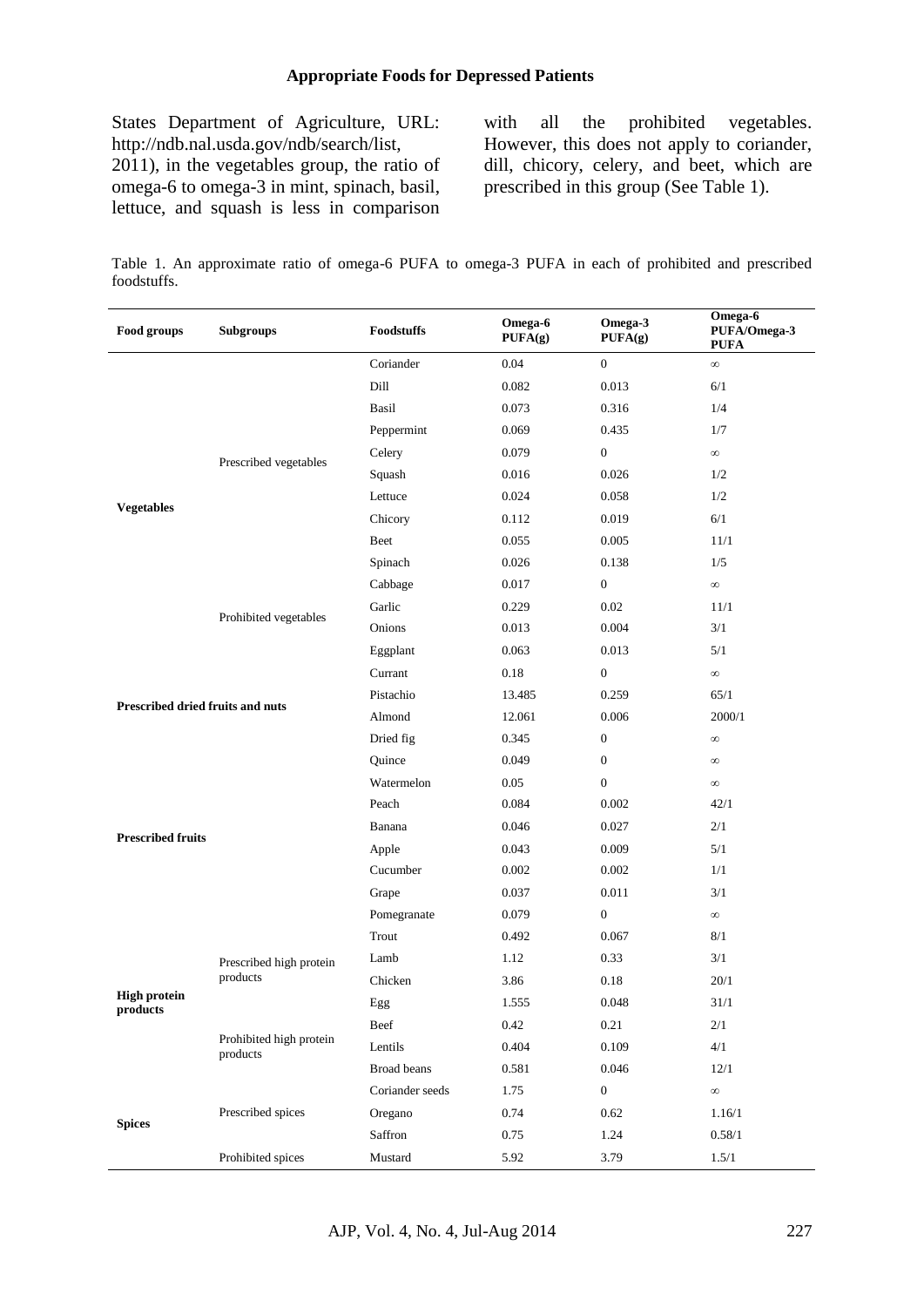States Department of Agriculture, URL: http://ndb.nal.usda.gov/ndb/search/list, 2011), in the vegetables group, the ratio of omega-6 to omega-3 in mint, spinach, basil, lettuce, and squash is less in comparison with all the prohibited vegetables. However, this does not apply to coriander, dill, chicory, celery, and beet, which are prescribed in this group (See Table 1).

Table 1. An approximate ratio of omega-6 PUFA to omega-3 PUFA in each of prohibited and prescribed foodstuffs.

| Food groups | Subgroups | Foodstuffs | Omega-6 PUFA(g) | Omega-3 PUFA(g) | Omega-6 PUFA/Omega-3 PUFA |
|---|---|---|---|---|---|
| Vegetables | Prescribed vegetables | Coriander | 0.04 | 0 | ∞ |
| | | Dill | 0.082 | 0.013 | 6/1 |
| | | Basil | 0.073 | 0.316 | 1/4 |
| | | Peppermint | 0.069 | 0.435 | 1/7 |
| | | Celery | 0.079 | 0 | ∞ |
| | | Squash | 0.016 | 0.026 | 1/2 |
| | | Lettuce | 0.024 | 0.058 | 1/2 |
| | | Chicory | 0.112 | 0.019 | 6/1 |
| | | Beet | 0.055 | 0.005 | 11/1 |
| | | Spinach | 0.026 | 0.138 | 1/5 |
| | Prohibited vegetables | Cabbage | 0.017 | 0 | ∞ |
| | | Garlic | 0.229 | 0.02 | 11/1 |
| | | Onions | 0.013 | 0.004 | 3/1 |
| | | Eggplant | 0.063 | 0.013 | 5/1 |
| Prescribed dried fruits and nuts | | Currant | 0.18 | 0 | ∞ |
| | | Pistachio | 13.485 | 0.259 | 65/1 |
| | | Almond | 12.061 | 0.006 | 2000/1 |
| | | Dried fig | 0.345 | 0 | ∞ |
| Prescribed fruits | | Quince | 0.049 | 0 | ∞ |
| | | Watermelon | 0.05 | 0 | ∞ |
| | | Peach | 0.084 | 0.002 | 42/1 |
| | | Banana | 0.046 | 0.027 | 2/1 |
| | | Apple | 0.043 | 0.009 | 5/1 |
| | | Cucumber | 0.002 | 0.002 | 1/1 |
| | | Grape | 0.037 | 0.011 | 3/1 |
| | | Pomegranate | 0.079 | 0 | ∞ |
| High protein products | Prescribed high protein products | Trout | 0.492 | 0.067 | 8/1 |
| | | Lamb | 1.12 | 0.33 | 3/1 |
| | | Chicken | 3.86 | 0.18 | 20/1 |
| | | Egg | 1.555 | 0.048 | 31/1 |
| | Prohibited high protein products | Beef | 0.42 | 0.21 | 2/1 |
| | | Lentils | 0.404 | 0.109 | 4/1 |
| | | Broad beans | 0.581 | 0.046 | 12/1 |
| Spices | Prescribed spices | Coriander seeds | 1.75 | 0 | ∞ |
| | | Oregano | 0.74 | 0.62 | 1.16/1 |
| | | Saffron | 0.75 | 1.24 | 0.58/1 |
| | Prohibited spices | Mustard | 5.92 | 3.79 | 1.5/1 |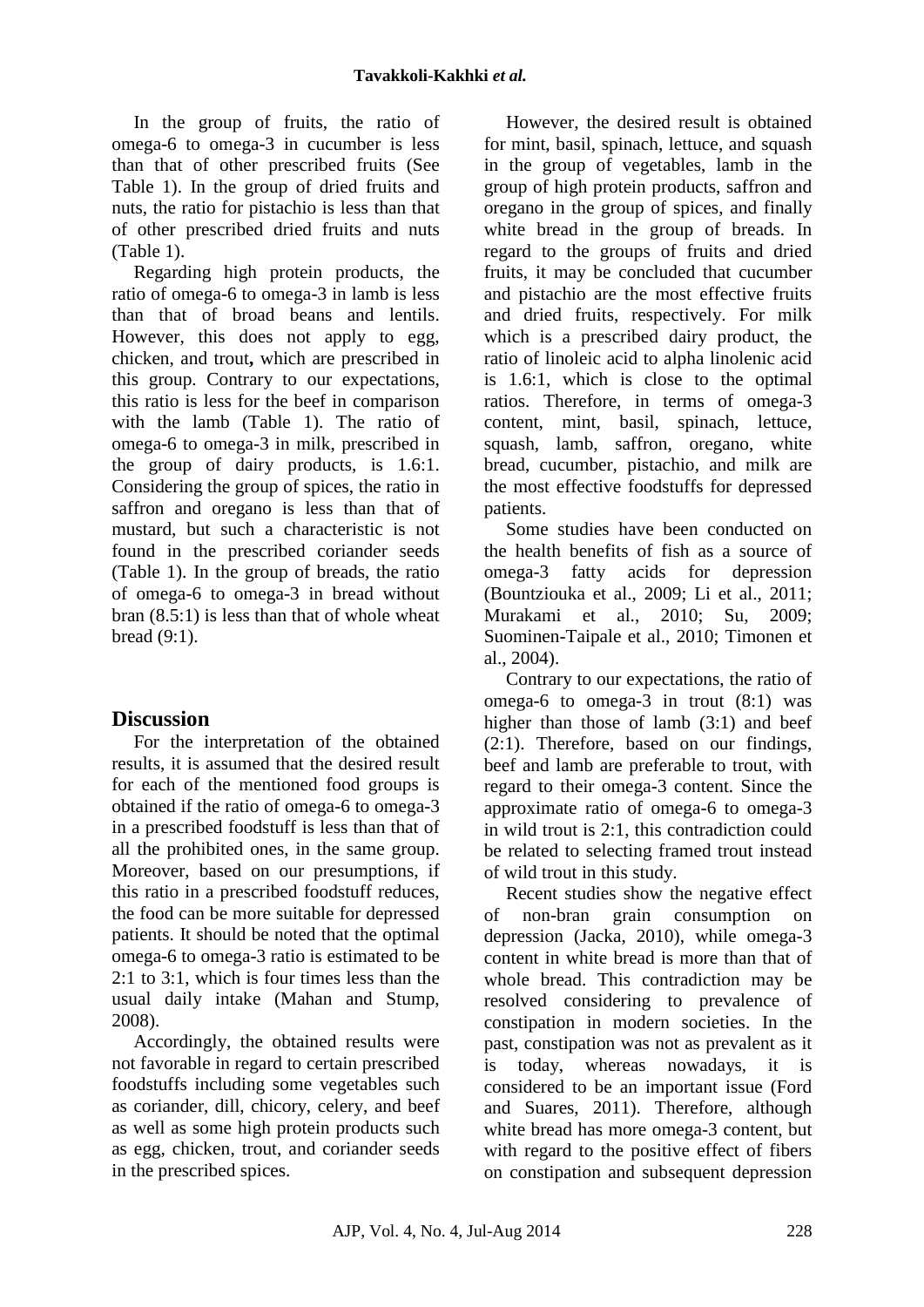In the group of fruits, the ratio of omega-6 to omega-3 in cucumber is less than that of other prescribed fruits (See Table 1). In the group of dried fruits and nuts, the ratio for pistachio is less than that of other prescribed dried fruits and nuts (Table 1).

Regarding high protein products, the ratio of omega-6 to omega-3 in lamb is less than that of broad beans and lentils. However, this does not apply to egg, chicken, and trout**,** which are prescribed in this group. Contrary to our expectations, this ratio is less for the beef in comparison with the lamb (Table 1). The ratio of omega-6 to omega-3 in milk, prescribed in the group of dairy products, is 1.6:1. Considering the group of spices, the ratio in saffron and oregano is less than that of mustard, but such a characteristic is not found in the prescribed coriander seeds (Table 1). In the group of breads, the ratio of omega-6 to omega-3 in bread without bran (8.5:1) is less than that of whole wheat bread (9:1).

## Discussion

For the interpretation of the obtained results, it is assumed that the desired result for each of the mentioned food groups is obtained if the ratio of omega-6 to omega-3 in a prescribed foodstuff is less than that of all the prohibited ones, in the same group. Moreover, based on our presumptions, if this ratio in a prescribed foodstuff reduces, the food can be more suitable for depressed patients. It should be noted that the optimal omega-6 to omega-3 ratio is estimated to be 2:1 to 3:1, which is four times less than the usual daily intake (Mahan and Stump, 2008).

Accordingly, the obtained results were not favorable in regard to certain prescribed foodstuffs including some vegetables such as coriander, dill, chicory, celery, and beef as well as some high protein products such as egg, chicken, trout, and coriander seeds in the prescribed spices.

However, the desired result is obtained for mint, basil, spinach, lettuce, and squash in the group of vegetables, lamb in the group of high protein products, saffron and oregano in the group of spices, and finally white bread in the group of breads. In regard to the groups of fruits and dried fruits, it may be concluded that cucumber and pistachio are the most effective fruits and dried fruits, respectively. For milk which is a prescribed dairy product, the ratio of linoleic acid to alpha linolenic acid is 1.6:1, which is close to the optimal ratios. Therefore, in terms of omega-3 content, mint, basil, spinach, lettuce, squash, lamb, saffron, oregano, white bread, cucumber, pistachio, and milk are the most effective foodstuffs for depressed patients.

Some studies have been conducted on the health benefits of fish as a source of omega-3 fatty acids for depression (Bountziouka et al., 2009; Li et al., 2011; Murakami et al., 2010; Su, 2009; Suominen-Taipale et al., 2010; Timonen et al., 2004).

Contrary to our expectations, the ratio of omega-6 to omega-3 in trout (8:1) was higher than those of lamb (3:1) and beef (2:1). Therefore, based on our findings, beef and lamb are preferable to trout, with regard to their omega-3 content. Since the approximate ratio of omega-6 to omega-3 in wild trout is 2:1, this contradiction could be related to selecting framed trout instead of wild trout in this study.

Recent studies show the negative effect of non-bran grain consumption on depression (Jacka, 2010), while omega-3 content in white bread is more than that of whole bread. This contradiction may be resolved considering to prevalence of constipation in modern societies. In the past, constipation was not as prevalent as it is today, whereas nowadays, it is considered to be an important issue (Ford and Suares, 2011). Therefore, although white bread has more omega-3 content, but with regard to the positive effect of fibers on constipation and subsequent depression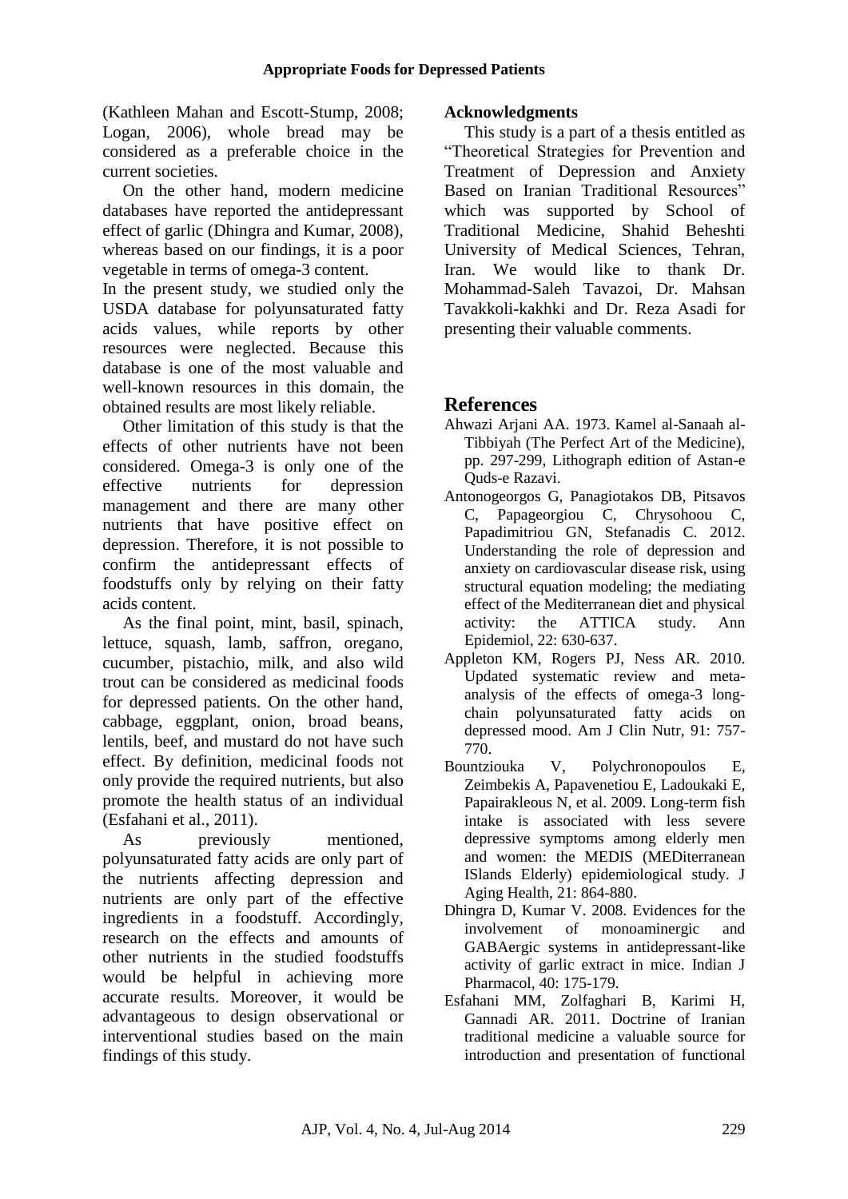(Kathleen Mahan and Escott-Stump, 2008; Logan, 2006), whole bread may be considered as a preferable choice in the current societies.

On the other hand, modern medicine databases have reported the antidepressant effect of garlic (Dhingra and Kumar, 2008), whereas based on our findings, it is a poor vegetable in terms of omega-3 content.

In the present study, we studied only the USDA database for polyunsaturated fatty acids values, while reports by other resources were neglected. Because this database is one of the most valuable and well-known resources in this domain, the obtained results are most likely reliable.

Other limitation of this study is that the effects of other nutrients have not been considered. Omega-3 is only one of the effective nutrients for depression management and there are many other nutrients that have positive effect on depression. Therefore, it is not possible to confirm the antidepressant effects of foodstuffs only by relying on their fatty acids content.

As the final point, mint, basil, spinach, lettuce, squash, lamb, saffron, oregano, cucumber, pistachio, milk, and also wild trout can be considered as medicinal foods for depressed patients. On the other hand, cabbage, eggplant, onion, broad beans, lentils, beef, and mustard do not have such effect. By definition, medicinal foods not only provide the required nutrients, but also promote the health status of an individual (Esfahani et al., 2011).

As previously mentioned, polyunsaturated fatty acids are only part of the nutrients affecting depression and nutrients are only part of the effective ingredients in a foodstuff. Accordingly, research on the effects and amounts of other nutrients in the studied foodstuffs would be helpful in achieving more accurate results. Moreover, it would be advantageous to design observational or interventional studies based on the main findings of this study.

## Acknowledgments

This study is a part of a thesis entitled as "Theoretical Strategies for Prevention and Treatment of Depression and Anxiety Based on Iranian Traditional Resources" which was supported by School of Traditional Medicine, Shahid Beheshti University of Medical Sciences, Tehran, Iran. We would like to thank Dr. Mohammad-Saleh Tavazoi, Dr. Mahsan Tavakkoli-kakhki and Dr. Reza Asadi for presenting their valuable comments.

# References

Ahwazi Arjani AA. 1973. Kamel al-Sanaah al-Tibbiyah (The Perfect Art of the Medicine), pp. 297-299, Lithograph edition of Astan-e Quds-e Razavi.

Antonogeorgos G, Panagiotakos DB, Pitsavos C, Papageorgiou C, Chrysohoou C, Papadimitriou GN, Stefanadis C. 2012. Understanding the role of depression and anxiety on cardiovascular disease risk, using structural equation modeling; the mediating effect of the Mediterranean diet and physical activity: the ATTICA study. Ann Epidemiol, 22: 630-637.

Appleton KM, Rogers PJ, Ness AR. 2010. Updated systematic review and meta-analysis of the effects of omega-3 long-chain polyunsaturated fatty acids on depressed mood. Am J Clin Nutr, 91: 757-770.

Bountziouka V, Polychronopoulos E, Zeimbekis A, Papavenetiou E, Ladoukaki E, Papairakleous N, et al. 2009. Long-term fish intake is associated with less severe depressive symptoms among elderly men and women: the MEDIS (MEDiterranean ISlands Elderly) epidemiological study. J Aging Health, 21: 864-880.

Dhingra D, Kumar V. 2008. Evidences for the involvement of monoaminergic and GABAergic systems in antidepressant-like activity of garlic extract in mice. Indian J Pharmacol, 40: 175-179.

Esfahani MM, Zolfaghari B, Karimi H, Gannadi AR. 2011. Doctrine of Iranian traditional medicine a valuable source for introduction and presentation of functional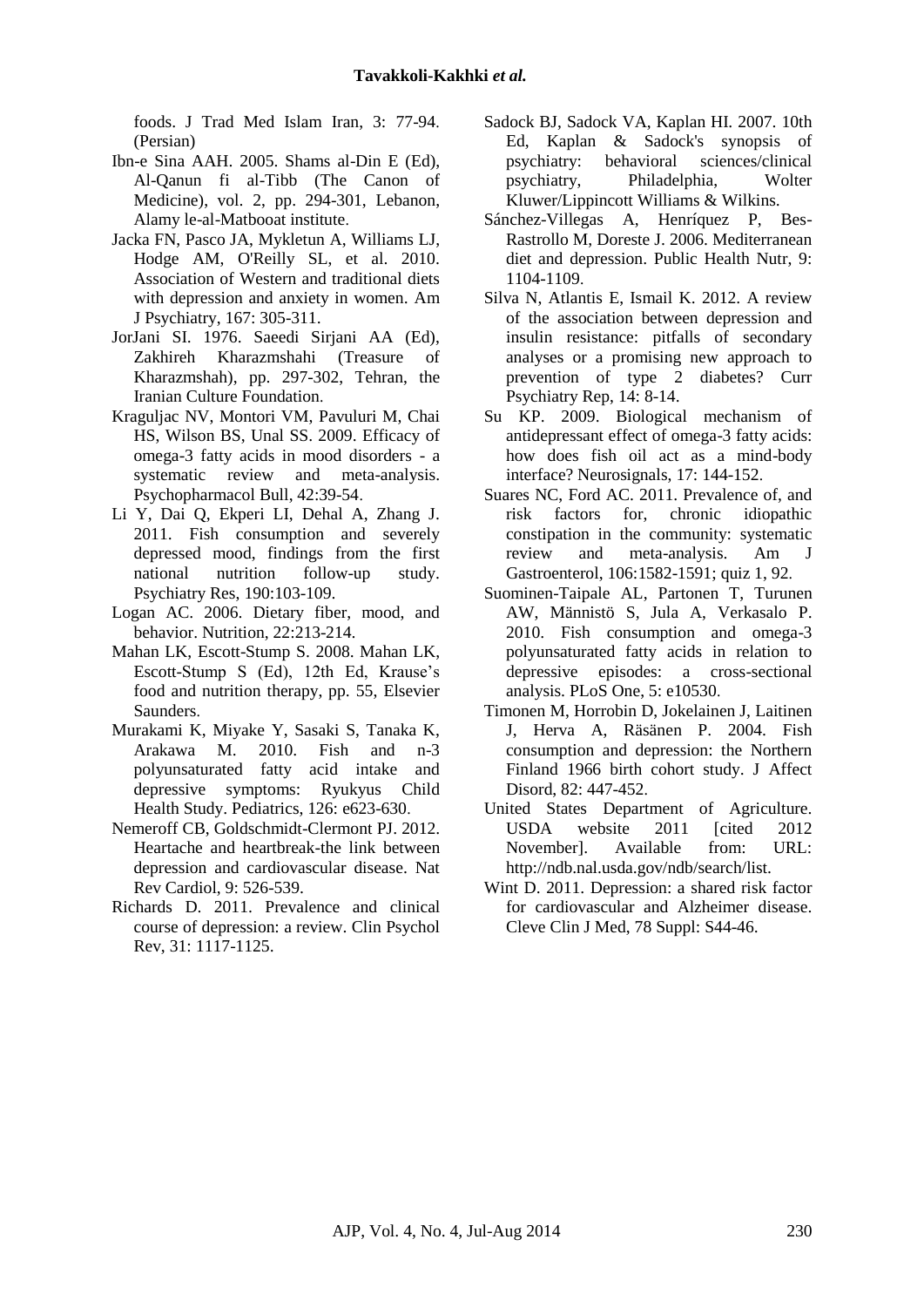foods. J Trad Med Islam Iran, 3: 77-94. (Persian)

Ibn-e Sina AAH. 2005. Shams al-Din E (Ed), Al-Qanun fi al-Tibb (The Canon of Medicine), vol. 2, pp. 294-301, Lebanon, Alamy le-al-Matbooat institute.

Jacka FN, Pasco JA, Mykletun A, Williams LJ, Hodge AM, O'Reilly SL, et al. 2010. Association of Western and traditional diets with depression and anxiety in women. Am J Psychiatry, 167: 305-311.

JorJani SI. 1976. Saeedi Sirjani AA (Ed), Zakhireh Kharazmshahi (Treasure of Kharazmshah), pp. 297-302, Tehran, the Iranian Culture Foundation.

Kraguljac NV, Montori VM, Pavuluri M, Chai HS, Wilson BS, Unal SS. 2009. Efficacy of omega-3 fatty acids in mood disorders - a systematic review and meta-analysis. Psychopharmacol Bull, 42:39-54.

Li Y, Dai Q, Ekperi LI, Dehal A, Zhang J. 2011. Fish consumption and severely depressed mood, findings from the first national nutrition follow-up study. Psychiatry Res, 190:103-109.

Logan AC. 2006. Dietary fiber, mood, and behavior. Nutrition, 22:213-214.

Mahan LK, Escott-Stump S. 2008. Mahan LK, Escott-Stump S (Ed), 12th Ed, Krause's food and nutrition therapy, pp. 55, Elsevier Saunders.

Murakami K, Miyake Y, Sasaki S, Tanaka K, Arakawa M. 2010. Fish and n-3 polyunsaturated fatty acid intake and depressive symptoms: Ryukyus Child Health Study. Pediatrics, 126: e623-630.

Nemeroff CB, Goldschmidt-Clermont PJ. 2012. Heartache and heartbreak-the link between depression and cardiovascular disease. Nat Rev Cardiol, 9: 526-539.

Richards D. 2011. Prevalence and clinical course of depression: a review. Clin Psychol Rev, 31: 1117-1125.

Sadock BJ, Sadock VA, Kaplan HI. 2007. 10th Ed, Kaplan & Sadock's synopsis of psychiatry: behavioral sciences/clinical psychiatry, Philadelphia, Wolter Kluwer/Lippincott Williams & Wilkins.

Sánchez-Villegas A, Henríquez P, Bes-Rastrollo M, Doreste J. 2006. Mediterranean diet and depression. Public Health Nutr, 9: 1104-1109.

Silva N, Atlantis E, Ismail K. 2012. A review of the association between depression and insulin resistance: pitfalls of secondary analyses or a promising new approach to prevention of type 2 diabetes? Curr Psychiatry Rep, 14: 8-14.

Su KP. 2009. Biological mechanism of antidepressant effect of omega-3 fatty acids: how does fish oil act as a mind-body interface? Neurosignals, 17: 144-152.

Suares NC, Ford AC. 2011. Prevalence of, and risk factors for, chronic idiopathic constipation in the community: systematic review and meta-analysis. Am J Gastroenterol, 106:1582-1591; quiz 1, 92.

Suominen-Taipale AL, Partonen T, Turunen AW, Männistö S, Jula A, Verkasalo P. 2010. Fish consumption and omega-3 polyunsaturated fatty acids in relation to depressive episodes: a cross-sectional analysis. PLoS One, 5: e10530.

Timonen M, Horrobin D, Jokelainen J, Laitinen J, Herva A, Räsänen P. 2004. Fish consumption and depression: the Northern Finland 1966 birth cohort study. J Affect Disord, 82: 447-452.

United States Department of Agriculture. USDA website 2011 [cited 2012 November]. Available from: URL: http://ndb.nal.usda.gov/ndb/search/list.

Wint D. 2011. Depression: a shared risk factor for cardiovascular and Alzheimer disease. Cleve Clin J Med, 78 Suppl: S44-46.